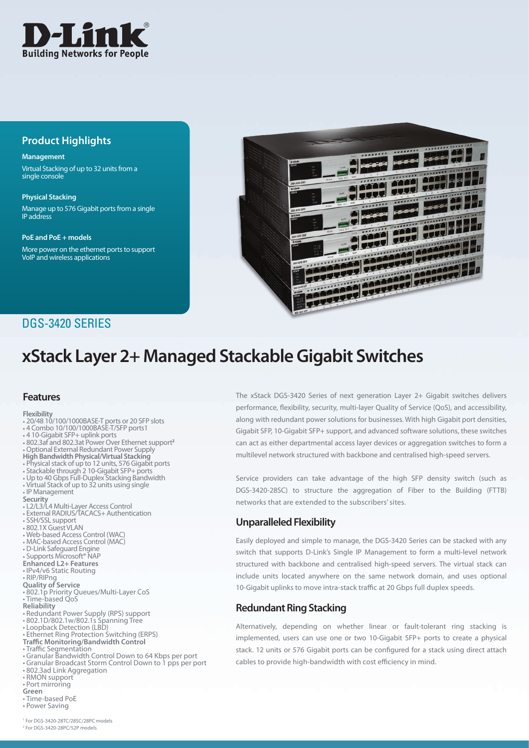D-Link
Building Networks for People

## Product Highlights

**Management**

Virtual Stacking of up to 32 units from a single console

**Physical Stacking**

Manage up to 576 Gigabit ports from a single IP address

**PoE and PoE + models**

More power on the ethernet ports to support VoIP and wireless applications

DGS-3420 SERIES

# xStack Layer 2+ Managed Stackable Gigabit Switches

## Features

**Flexibility**
- 20/48 10/100/1000BASE-T ports or 20 SFP slots
- 4 Combo 10/100/1000BASE-T/SFP ports[1]
- 4 10-Gigabit SFP+ uplink ports
- 802.3af and 802.3at Power Over Ethernet support[2]
- Optional External Redundant Power Supply

**High Bandwidth Physical/Virtual Stacking**
- Physical stack of up to 12 units, 576 Gigabit ports
- Stackable through 2 10-Gigabit SFP+ ports
- Up to 40 Gbps Full-Duplex Stacking Bandwidth
- Virtual Stack of up to 32 units using single
- IP Management

**Security**
- L2/L3/L4 Multi-Layer Access Control
- External RADIUS/TACACS+ Authentication
- SSH/SSL support
- 802.1X Guest VLAN
- Web-based Access Control (WAC)
- MAC-based Access Control (MAC)
- D-Link Safeguard Engine
- Supports Microsoft® NAP

**Enhanced L2+ Features**
- IPv4/v6 Static Routing
- RIP/RIPng

**Quality of Service**
- 802.1p Priority Queues/Multi-Layer CoS
- Time-based QoS

**Reliability**
- Redundant Power Supply (RPS) support
- 802.1D/802.1w/802.1s Spanning Tree
- Loopback Detection (LBD)
- Ethernet Ring Protection Switching (ERPS)

**Traffic Monitoring/Bandwidth Control**
- Traffic Segmentation
- Granular Bandwidth Control Down to 64 Kbps per port
- Granular Broadcast Storm Control Down to 1 pps per port
- 802.3ad Link Aggregation
- RMON support
- Port mirroring

**Green**
- Time-based PoE
- Power Saving

[1] For DGS-3420-28TC/28SC/28PC models
[2] For DGS-3420-28PC/52P models

The xStack DGS-3420 Series of next generation Layer 2+ Gigabit switches delivers performance, flexibility, security, multi-layer Quality of Service (QoS), and accessibility, along with redundant power solutions for businesses. With high Gigabit port densities, Gigabit SFP, 10-Gigabit SFP+ support, and advanced software solutions, these switches can act as either departmental access layer devices or aggregation switches to form a multilevel network structured with backbone and centralised high-speed servers.

Service providers can take advantage of the high SFP density switch (such as DGS-3420-28SC) to structure the aggregation of Fiber to the Building (FTTB) networks that are extended to the subscribers' sites.

## Unparalleled Flexibility

Easily deployed and simple to manage, the DGS-3420 Series can be stacked with any switch that supports D-Link's Single IP Management to form a multi-level network structured with backbone and centralised high-speed servers. The virtual stack can include units located anywhere on the same network domain, and uses optional 10-Gigabit uplinks to move intra-stack traffic at 20 Gbps full duplex speeds.

## Redundant Ring Stacking

Alternatively, depending on whether linear or fault-tolerant ring stacking is implemented, users can use one or two 10-Gigabit SFP+ ports to create a physical stack. 12 units or 576 Gigabit ports can be configured for a stack using direct attach cables to provide high-bandwidth with cost efficiency in mind.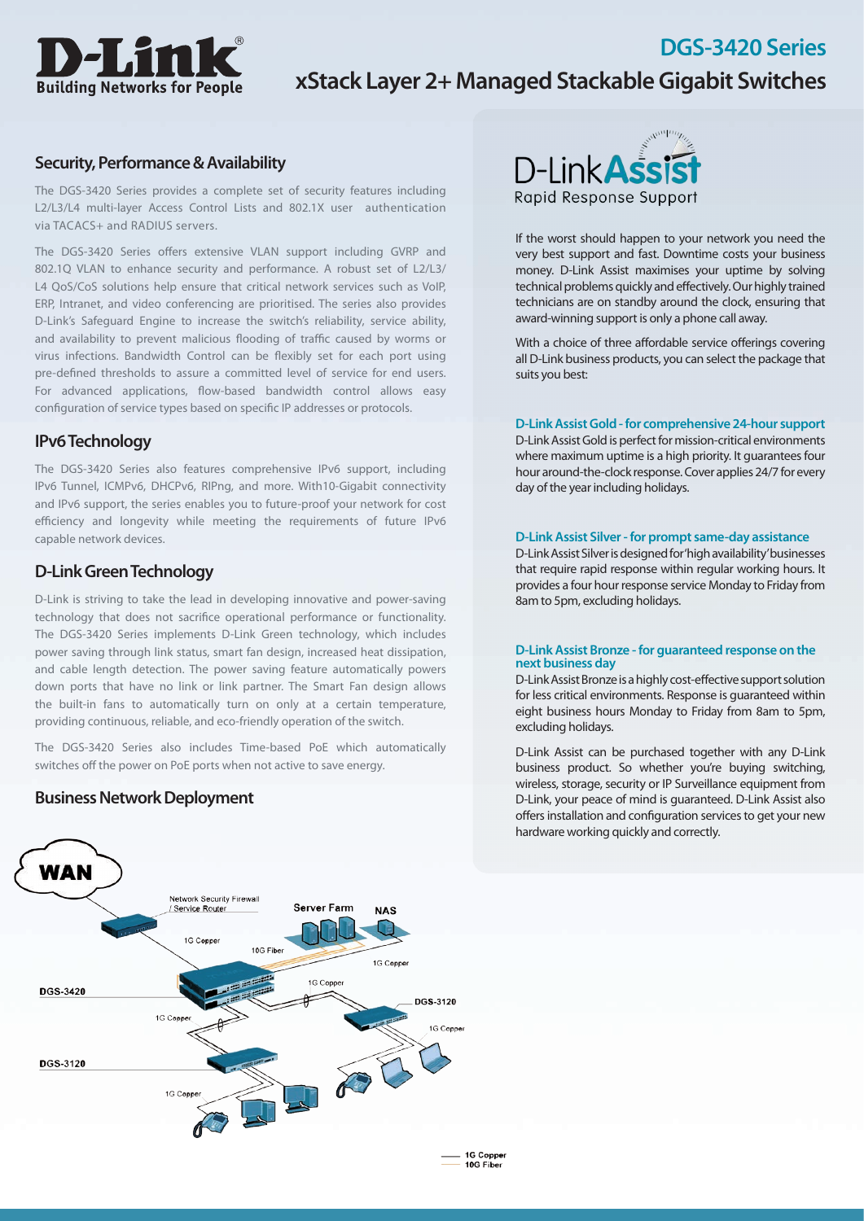# DGS-3420 Series

## xStack Layer 2+ Managed Stackable Gigabit Switches

## Security, Performance & Availability

The DGS-3420 Series provides a complete set of security features including L2/L3/L4 multi-layer Access Control Lists and 802.1X user authentication via TACACS+ and RADIUS servers.

The DGS-3420 Series offers extensive VLAN support including GVRP and 802.1Q VLAN to enhance security and performance. A robust set of L2/L3/ L4 QoS/CoS solutions help ensure that critical network services such as VoIP, ERP, Intranet, and video conferencing are prioritised. The series also provides D-Link's Safeguard Engine to increase the switch's reliability, service ability, and availability to prevent malicious flooding of traffic caused by worms or virus infections. Bandwidth Control can be flexibly set for each port using pre-defined thresholds to assure a committed level of service for end users. For advanced applications, flow-based bandwidth control allows easy configuration of service types based on specific IP addresses or protocols.

## IPv6 Technology

The DGS-3420 Series also features comprehensive IPv6 support, including IPv6 Tunnel, ICMPv6, DHCPv6, RIPng, and more. With10-Gigabit connectivity and IPv6 support, the series enables you to future-proof your network for cost efficiency and longevity while meeting the requirements of future IPv6 capable network devices.

## D-Link Green Technology

D-Link is striving to take the lead in developing innovative and power-saving technology that does not sacrifice operational performance or functionality. The DGS-3420 Series implements D-Link Green technology, which includes power saving through link status, smart fan design, increased heat dissipation, and cable length detection. The power saving feature automatically powers down ports that have no link or link partner. The Smart Fan design allows the built-in fans to automatically turn on only at a certain temperature, providing continuous, reliable, and eco-friendly operation of the switch.

The DGS-3420 Series also includes Time-based PoE which automatically switches off the power on PoE ports when not active to save energy.

## Business Network Deployment

WAN

Network Security Firewall / Service Router

Server Farm

NAS

1G Copper

10G Fiber

1G Copper

DGS-3420

1G Copper

DGS-3120

1G Copper

1G Copper

DGS-3120

1G Copper

— 1G Copper
— 10G Fiber

## D-Link Assist

Rapid Response Support

If the worst should happen to your network you need the very best support and fast. Downtime costs your business money. D-Link Assist maximises your uptime by solving technical problems quickly and effectively. Our highly trained technicians are on standby around the clock, ensuring that award-winning support is only a phone call away.

With a choice of three affordable service offerings covering all D-Link business products, you can select the package that suits you best:

### D-Link Assist Gold - for comprehensive 24-hour support

D-Link Assist Gold is perfect for mission-critical environments where maximum uptime is a high priority. It guarantees four hour around-the-clock response. Cover applies 24/7 for every day of the year including holidays.

### D-Link Assist Silver - for prompt same-day assistance

D-Link Assist Silver is designed for 'high availability' businesses that require rapid response within regular working hours. It provides a four hour response service Monday to Friday from 8am to 5pm, excluding holidays.

### D-Link Assist Bronze - for guaranteed response on the next business day

D-Link Assist Bronze is a highly cost-effective support solution for less critical environments. Response is guaranteed within eight business hours Monday to Friday from 8am to 5pm, excluding holidays.

D-Link Assist can be purchased together with any D-Link business product. So whether you're buying switching, wireless, storage, security or IP Surveillance equipment from D-Link, your peace of mind is guaranteed. D-Link Assist also offers installation and configuration services to get your new hardware working quickly and correctly.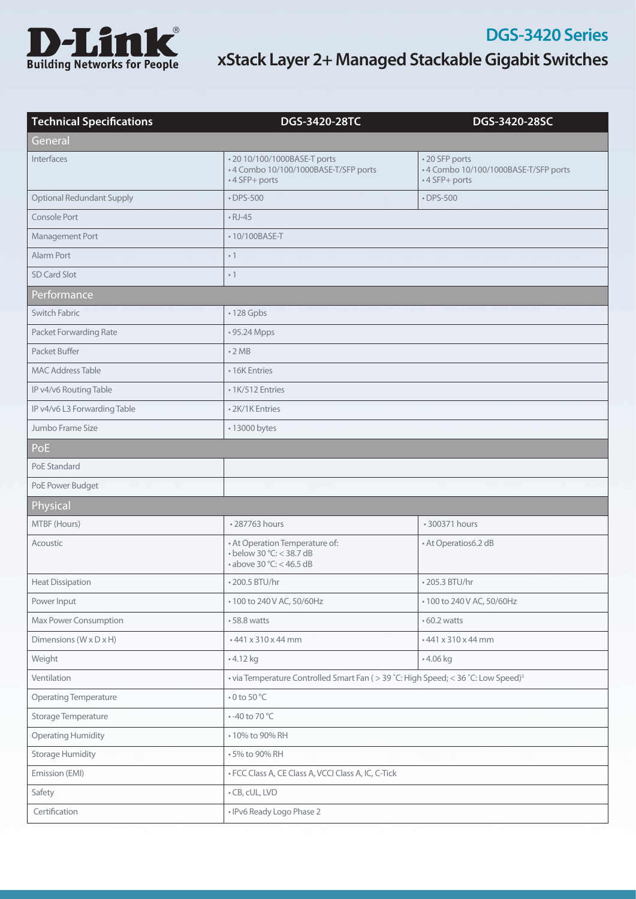# DGS-3420 Series

## xStack Layer 2+ Managed Stackable Gigabit Switches

| Technical Specifications | DGS-3420-28TC | DGS-3420-28SC |
|---|---|---|
| **General** | | |
| Interfaces | • 20 10/100/1000BASE-T ports<br>• 4 Combo 10/100/1000BASE-T/SFP ports<br>• 4 SFP+ ports | • 20 SFP ports<br>• 4 Combo 10/100/1000BASE-T/SFP ports<br>• 4 SFP+ ports |
| Optional Redundant Supply | • DPS-500 | • DPS-500 |
| Console Port | • RJ-45 | |
| Management Port | • 10/100BASE-T | |
| Alarm Port | • 1 | |
| SD Card Slot | • 1 | |
| **Performance** | | |
| Switch Fabric | • 128 Gpbs | |
| Packet Forwarding Rate | • 95.24 Mpps | |
| Packet Buffer | • 2 MB | |
| MAC Address Table | • 16K Entries | |
| IP v4/v6 Routing Table | • 1K/512 Entries | |
| IP v4/v6 L3 Forwarding Table | • 2K/1K Entries | |
| Jumbo Frame Size | • 13000 bytes | |
| **PoE** | | |
| PoE Standard | | |
| PoE Power Budget | | |
| **Physical** | | |
| MTBF (Hours) | • 287763 hours | • 300371 hours |
| Acoustic | • At Operation Temperature of:<br>• below 30 °C: < 38.7 dB<br>• above 30 °C: < 46.5 dB | • At Operatios6.2 dB |
| Heat Dissipation | • 200.5 BTU/hr | • 205.3 BTU/hr |
| Power Input | • 100 to 240 V AC, 50/60Hz | • 100 to 240 V AC, 50/60Hz |
| Max Power Consumption | • 58.8 watts | • 60.2 watts |
| Dimensions (W x D x H) | • 441 x 310 x 44 mm | • 441 x 310 x 44 mm |
| Weight | • 4.12 kg | • 4.06 kg |
| Ventilation | • via Temperature Controlled Smart Fan ( > 39 ˚C: High Speed; < 36 ˚C: Low Speed)[3] | |
| Operating Temperature | • 0 to 50 °C | |
| Storage Temperature | • -40 to 70 °C | |
| Operating Humidity | • 10% to 90% RH | |
| Storage Humidity | • 5% to 90% RH | |
| Emission (EMI) | • FCC Class A, CE Class A, VCCI Class A, IC, C-Tick | |
| Safety | • CB, cUL, LVD | |
| Certification | • IPv6 Ready Logo Phase 2 | |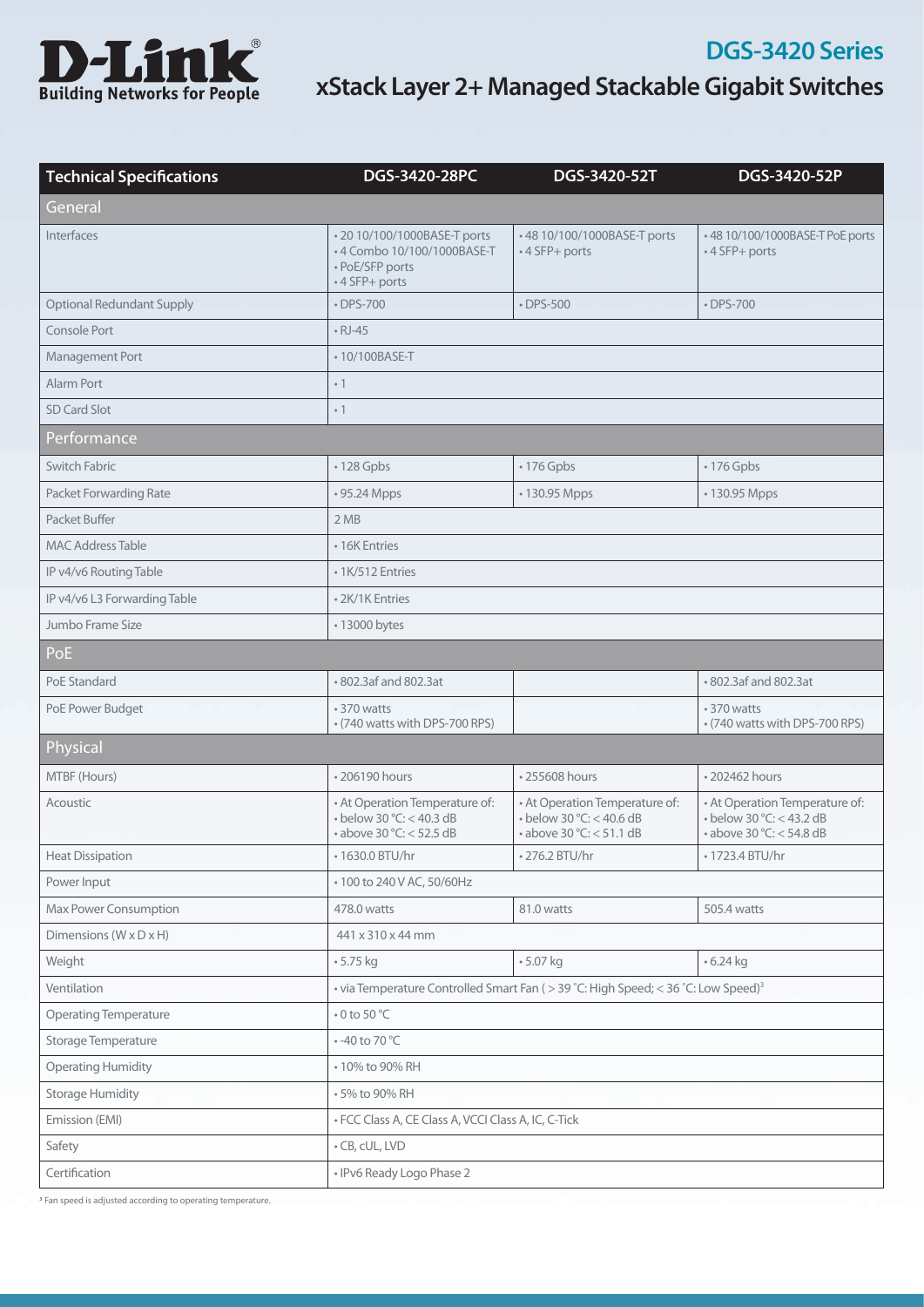# DGS-3420 Series

## xStack Layer 2+ Managed Stackable Gigabit Switches

| Technical Specifications | DGS-3420-28PC | DGS-3420-52T | DGS-3420-52P |
|---|---|---|---|
| **General** | | | |
| Interfaces | • 20 10/100/1000BASE-T ports<br>• 4 Combo 10/100/1000BASE-T<br>• PoE/SFP ports<br>• 4 SFP+ ports | • 48 10/100/1000BASE-T ports<br>• 4 SFP+ ports | • 48 10/100/1000BASE-T PoE ports<br>• 4 SFP+ ports |
| Optional Redundant Supply | • DPS-700 | • DPS-500 | • DPS-700 |
| Console Port | • RJ-45 | | |
| Management Port | • 10/100BASE-T | | |
| Alarm Port | • 1 | | |
| SD Card Slot | • 1 | | |
| **Performance** | | | |
| Switch Fabric | • 128 Gpbs | • 176 Gpbs | • 176 Gpbs |
| Packet Forwarding Rate | • 95.24 Mpps | • 130.95 Mpps | • 130.95 Mpps |
| Packet Buffer | 2 MB | | |
| MAC Address Table | • 16K Entries | | |
| IP v4/v6 Routing Table | • 1K/512 Entries | | |
| IP v4/v6 L3 Forwarding Table | • 2K/1K Entries | | |
| Jumbo Frame Size | • 13000 bytes | | |
| **PoE** | | | |
| PoE Standard | • 802.3af and 802.3at | | • 802.3af and 802.3at |
| PoE Power Budget | • 370 watts<br>• (740 watts with DPS-700 RPS) | | • 370 watts<br>• (740 watts with DPS-700 RPS) |
| **Physical** | | | |
| MTBF (Hours) | • 206190 hours | • 255608 hours | • 202462 hours |
| Acoustic | • At Operation Temperature of:<br>• below 30 °C: < 40.3 dB<br>• above 30 °C: < 52.5 dB | • At Operation Temperature of:<br>• below 30 °C: < 40.6 dB<br>• above 30 °C: < 51.1 dB | • At Operation Temperature of:<br>• below 30 °C: < 43.2 dB<br>• above 30 °C: < 54.8 dB |
| Heat Dissipation | • 1630.0 BTU/hr | • 276.2 BTU/hr | • 1723.4 BTU/hr |
| Power Input | • 100 to 240 V AC, 50/60Hz | | |
| Max Power Consumption | 478.0 watts | 81.0 watts | 505.4 watts |
| Dimensions (W x D x H) | 441 x 310 x 44 mm | | |
| Weight | • 5.75 kg | • 5.07 kg | • 6.24 kg |
| Ventilation | • via Temperature Controlled Smart Fan ( > 39 °C: High Speed; < 36 °C: Low Speed)[3] | | |
| Operating Temperature | • 0 to 50 °C | | |
| Storage Temperature | • -40 to 70 °C | | |
| Operating Humidity | • 10% to 90% RH | | |
| Storage Humidity | • 5% to 90% RH | | |
| Emission (EMI) | • FCC Class A, CE Class A, VCCI Class A, IC, C-Tick | | |
| Safety | • CB, cUL, LVD | | |
| Certification | • IPv6 Ready Logo Phase 2 | | |

[3] Fan speed is adjusted according to operating temperature.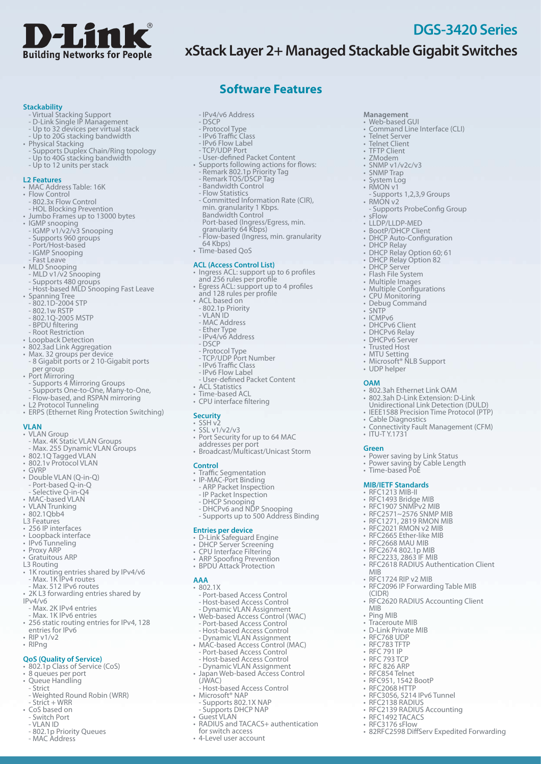# DGS-3420 Series

## xStack Layer 2+ Managed Stackable Gigabit Switches

## Software Features

### Stackability

- Virtual Stacking Support
  - D-Link Single IP Management
  - Up to 32 devices per virtual stack
  - Up to 20G stacking bandwidth
- Physical Stacking
  - Supports Duplex Chain/Ring topology
  - Up to 40G stacking bandwidth
  - Up to 12 units per stack

### L2 Features

- MAC Address Table: 16K
- Flow Control
  - 802.3x Flow Control
  - HOL Blocking Prevention
- Jumbo Frames up to 13000 bytes
- IGMP snooping
  - IGMP v1/v2/v3 Snooping
  - Supports 960 groups
  - Port/Host-based
  - IGMP Snooping
  - Fast Leave
- MLD Snooping
  - MLD v1/v2 Snooping
  - Supports 480 groups
  - Host-based MLD Snooping Fast Leave
- Spanning Tree
  - 802.1D-2004 STP
  - 802.1w RSTP
  - 802.1Q-2005 MSTP
  - BPDU filtering
  - Root Restriction
- Loopback Detection
- 802.3ad Link Aggregation
- Max. 32 groups per device
  - 8 Gigabit ports or 2 10-Gigabit ports per group
- Port Mirroring
  - Supports 4 Mirroring Groups
  - Supports One-to-One, Many-to-One,
  - Flow-based, and RSPAN mirroring
- L2 Protocol Tunneling
- ERPS (Ethernet Ring Protection Switching)

### VLAN

- VLAN Group
  - Max. 4K Static VLAN Groups
  - Max. 255 Dynamic VLAN Groups
- 802.1Q Tagged VLAN
- 802.1v Protocol VLAN
- GVRP
- Double VLAN (Q-in-Q)
  - Port-based Q-in-Q
  - Selective Q-in-Q4
- MAC-based VLAN
- VLAN Trunking
- 802.1Qbb4

L3 Features

- 256 IP interfaces
- Loopback interface
- IPv6 Tunneling
- Proxy ARP
- Gratuitous ARP

L3 Routing

- 1K routing entries shared by IPv4/v6
  - Max. 1K IPv4 routes
  - Max. 512 IPv6 routes
- 2K L3 forwarding entries shared by IPv4/v6
  - Max. 2K IPv4 entries
  - Max. 1K IPv6 entries
- 256 static routing entries for IPv4, 128 entries for IPv6
- RIP v1/v2
- RIPng

### QoS (Quality of Service)

- 802.1p Class of Service (CoS)
- 8 queues per port
- Queue Handling
  - Strict
  - Weighted Round Robin (WRR)
  - Strict + WRR
- CoS based on
  - Switch Port
  - VLAN ID
  - 802.1p Priority Queues
  - MAC Address
  - IPv4/v6 Address
  - DSCP
  - Protocol Type
  - IPv6 Traffic Class
  - IPv6 Flow Label
  - TCP/UDP Port
  - User-defined Packet Content
- Supports following actions for flows:
  - Remark 802.1p Priority Tag
  - Remark TOS/DSCP Tag
  - Bandwidth Control
  - Flow Statistics
  - Committed Information Rate (CIR), min. granularity 1 Kbps.
    Bandwidth Control
    Port-based (Ingress/Egress, min. granularity 64 Kbps)
  - Flow-based (Ingress, min. granularity 64 Kbps)
- Time-based QoS

### ACL (Access Control List)

- Ingress ACL: support up to 6 profiles and 256 rules per profile
- Egress ACL: support up to 4 profiles and 128 rules per profile
- ACL based on
  - 802.1p Priority
  - VLAN ID
  - MAC Address
  - Ether Type
  - IPv4/v6 Address
  - DSCP
  - Protocol Type
  - TCP/UDP Port Number
  - IPv6 Traffic Class
  - IPv6 Flow Label
  - User-defined Packet Content
- ACL Statistics
- Time-based ACL
- CPU interface filtering

### Security

- SSH v2
- SSL v1/v2/v3
- Port Security for up to 64 MAC addresses per port
- Broadcast/Multicast/Unicast Storm

### Control

- Traffic Segmentation
- IP-MAC-Port Binding
  - ARP Packet Inspection
  - IP Packet Inspection
  - DHCP Snooping
  - DHCPv6 and NDP Snooping
  - Supports up to 500 Address Binding

### Entries per device

- D-Link Safeguard Engine
- DHCP Server Screening
- CPU Interface Filtering
- ARP Spoofing Prevention
- BPDU Attack Protection

### AAA

- 802.1X
  - Port-based Access Control
  - Host-based Access Control
  - Dynamic VLAN Assignment
- Web-based Access Control (WAC)
  - Port-based Access Control
  - Host-based Access Control
  - Dynamic VLAN Assignment
- MAC-based Access Control (MAC)
  - Port-based Access Control
  - Host-based Access Control
  - Dynamic VLAN Assignment
- Japan Web-based Access Control (JWAC)
  - Host-based Access Control
- Microsoft® NAP
  - Supports 802.1X NAP
  - Supports DHCP NAP
- Guest VLAN
- RADIUS and TACACS+ authentication for switch access
- 4-Level user account

### Management

- Web-based GUI
- Command Line Interface (CLI)
- Telnet Server
- Telnet Client
- TFTP Client
- ZModem
- SNMP v1/v2c/v3
- SNMP Trap
- System Log
- RMON v1
  - Supports 1,2,3,9 Groups
- RMON v2
  - Supports ProbeConfig Group
- sFlow
- LLDP/LLDP-MED
- BootP/DHCP Client
- DHCP Auto-Configuration
- DHCP Relay
- DHCP Relay Option 60; 61
- DHCP Relay Option 82
- DHCP Server
- Flash File System
- Multiple Images
- Multiple Configurations
- CPU Monitoring
- Debug Command
- SNTP
- ICMPv6
- DHCPv6 Client
- DHCPv6 Relay
- DHCPv6 Server
- Trusted Host
- MTU Setting
- Microsoft® NLB Support
- UDP helper

### OAM

- 802.3ah Ethernet Link OAM
- 802.3ah D-Link Extension: D-Link Unidirectional Link Detection (DULD)
- IEEE1588 Precision Time Protocol (PTP)
- Cable Diagnostics
- Connectivity Fault Management (CFM)
- ITU-T Y.1731

### Green

- Power saving by Link Status
- Power saving by Cable Length
- Time-based PoE

### MIB/IETF Standards

- RFC1213 MIB-II
- RFC1493 Bridge MIB
- RFC1907 SNMPv2 MIB
- RFC2571~2576 SNMP MIB
- RFC1271, 2819 RMON MIB
- RFC2021 RMON v2 MIB
- RFC2665 Ether-like MIB
- RFC2668 MAU MIB
- RFC2674 802.1p MIB
- RFC2233, 2863 IF MIB
- RFC2618 RADIUS Authentication Client MIB
- RFC1724 RIP v2 MIB
- RFC2096 IP Forwarding Table MIB (CIDR)
- RFC2620 RADIUS Accounting Client MIB
- Ping MIB
- Traceroute MIB
- D-Link Private MIB
- RFC768 UDP
- RFC783 TFTP
- RFC 791 IP
- RFC 793 TCP
- RFC 826 ARP
- RFC854 Telnet
- RFC951, 1542 BootP
- RFC2068 HTTP
- RFC3056, 5214 IPv6 Tunnel
- RFC2138 RADIUS
- RFC2139 RADIUS Accounting
- RFC1492 TACACS
- RFC3176 sFlow
- 82RFC2598 DiffServ Expedited Forwarding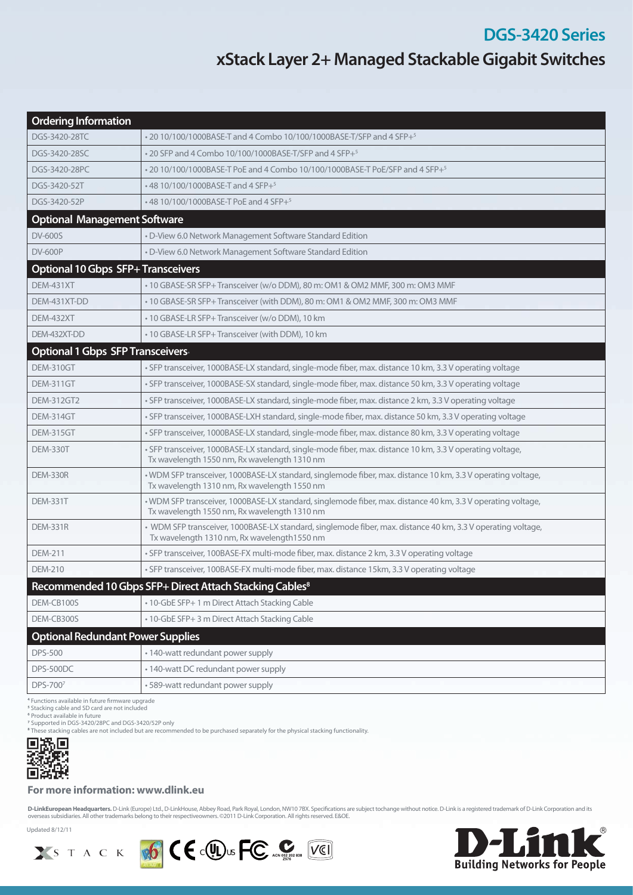# DGS-3420 Series

## xStack Layer 2+ Managed Stackable Gigabit Switches

| Ordering Information | |
|---|---|
| DGS-3420-28TC | • 20 10/100/1000BASE-T and 4 Combo 10/100/1000BASE-T/SFP and 4 SFP+[5] |
| DGS-3420-28SC | • 20 SFP and 4 Combo 10/100/1000BASE-T/SFP and 4 SFP+[5] |
| DGS-3420-28PC | • 20 10/100/1000BASE-T PoE and 4 Combo 10/100/1000BASE-T PoE/SFP and 4 SFP+[5] |
| DGS-3420-52T | • 48 10/100/1000BASE-T and 4 SFP+[5] |
| DGS-3420-52P | • 48 10/100/1000BASE-T PoE and 4 SFP+[5] |
| **Optional Management Software** | |
| DV-600S | • D-View 6.0 Network Management Software Standard Edition |
| DV-600P | • D-View 6.0 Network Management Software Standard Edition |
| **Optional 10 Gbps SFP+ Transceivers** | |
| DEM-431XT | • 10 GBASE-SR SFP+ Transceiver (w/o DDM), 80 m: OM1 & OM2 MMF, 300 m: OM3 MMF |
| DEM-431XT-DD | • 10 GBASE-SR SFP+ Transceiver (with DDM), 80 m: OM1 & OM2 MMF, 300 m: OM3 MMF |
| DEM-432XT | • 10 GBASE-LR SFP+ Transceiver (w/o DDM), 10 km |
| DEM-432XT-DD | • 10 GBASE-LR SFP+ Transceiver (with DDM), 10 km |
| **Optional 1 Gbps SFP Transceivers** | |
| DEM-310GT | • SFP transceiver, 1000BASE-LX standard, single-mode fiber, max. distance 10 km, 3.3 V operating voltage |
| DEM-311GT | • SFP transceiver, 1000BASE-SX standard, single-mode fiber, max. distance 50 km, 3.3 V operating voltage |
| DEM-312GT2 | • SFP transceiver, 1000BASE-LX standard, single-mode fiber, max. distance 2 km, 3.3 V operating voltage |
| DEM-314GT | • SFP transceiver, 1000BASE-LXH standard, single-mode fiber, max. distance 50 km, 3.3 V operating voltage |
| DEM-315GT | • SFP transceiver, 1000BASE-LX standard, single-mode fiber, max. distance 80 km, 3.3 V operating voltage |
| DEM-330T | • SFP transceiver, 1000BASE-LX standard, single-mode fiber, max. distance 10 km, 3.3 V operating voltage, Tx wavelength 1550 nm, Rx wavelength 1310 nm |
| DEM-330R | • WDM SFP transceiver, 1000BASE-LX standard, singlemode fiber, max. distance 10 km, 3.3 V operating voltage, Tx wavelength 1310 nm, Rx wavelength 1550 nm |
| DEM-331T | • WDM SFP transceiver, 1000BASE-LX standard, singlemode fiber, max. distance 40 km, 3.3 V operating voltage, Tx wavelength 1550 nm, Rx wavelength 1310 nm |
| DEM-331R | • WDM SFP transceiver, 1000BASE-LX standard, singlemode fiber, max. distance 40 km, 3.3 V operating voltage, Tx wavelength 1310 nm, Rx wavelength1550 nm |
| DEM-211 | • SFP transceiver, 100BASE-FX multi-mode fiber, max. distance 2 km, 3.3 V operating voltage |
| DEM-210 | • SFP transceiver, 100BASE-FX multi-mode fiber, max. distance 15km, 3.3 V operating voltage |
| **Recommended 10 Gbps SFP+ Direct Attach Stacking Cables[8]** | |
| DEM-CB100S | • 10-GbE SFP+ 1 m Direct Attach Stacking Cable |
| DEM-CB300S | • 10-GbE SFP+ 3 m Direct Attach Stacking Cable |
| **Optional Redundant Power Supplies** | |
| DPS-500 | • 140-watt redundant power supply |
| DPS-500DC | • 140-watt DC redundant power supply |
| DPS-700[7] | • 589-watt redundant power supply |

[4] Functions available in future firmware upgrade
[5] Stacking cable and SD card are not included
[6] Product available in future
[7] Supported in DGS-3420/28PC and DGS-3420/52P only
[8] These stacking cables are not included but are recommended to be purchased separately for the physical stacking functionality.

**For more information: www.dlink.eu**

**D-LinkEuropean Headquarters.** D-Link (Europe) Ltd., D-LinkHouse, Abbey Road, Park Royal, London, NW10 7BX. Specifications are subject tochange without notice. D-Link is a registered trademark of D-Link Corporation and its overseas subsidiaries. All other trademarks belong to their respectiveowners. ©2011 D-Link Corporation. All rights reserved. E&OE.

Updated 8/12/11

D-Link® Building Networks for People